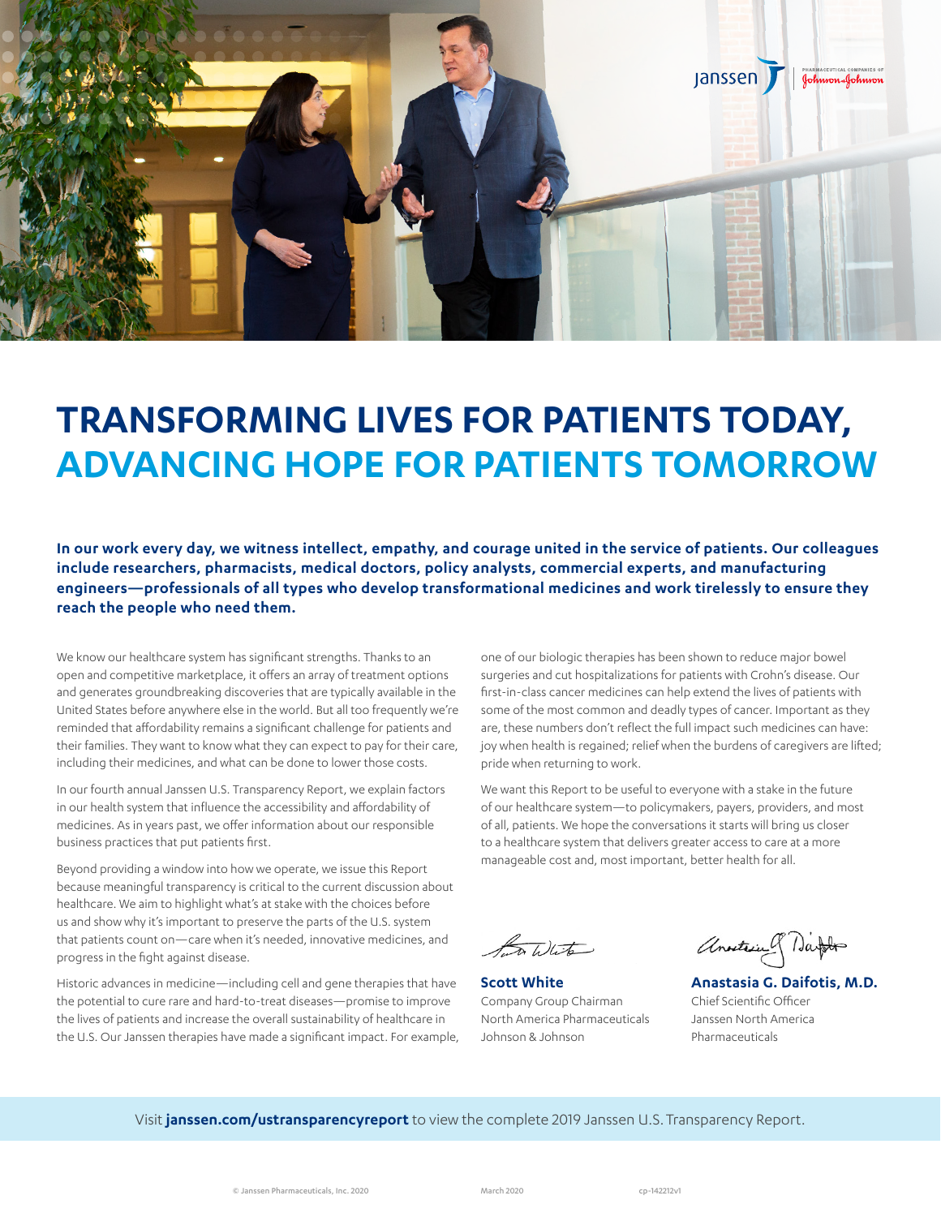# TRANSFORMING LIVES FOR PATIENTS TODAY, ADVANCING HOPE FOR PATIENTS TOMORROW

**In our work every day, we witness intellect, empathy, and courage united in the service of patients. Our colleagues include researchers, pharmacists, medical doctors, policy analysts, commercial experts, and manufacturing engineers—professionals of all types who develop transformational medicines and work tirelessly to ensure they reach the people who need them.**

We know our healthcare system has significant strengths. Thanks to an open and competitive marketplace, it offers an array of treatment options and generates groundbreaking discoveries that are typically available in the United States before anywhere else in the world. But all too frequently we're reminded that affordability remains a significant challenge for patients and their families. They want to know what they can expect to pay for their care, including their medicines, and what can be done to lower those costs.

In our fourth annual Janssen U.S. Transparency Report, we explain factors in our health system that influence the accessibility and affordability of medicines. As in years past, we offer information about our responsible business practices that put patients first.

Beyond providing a window into how we operate, we issue this Report because meaningful transparency is critical to the current discussion about healthcare. We aim to highlight what's at stake with the choices before us and show why it's important to preserve the parts of the U.S. system that patients count on—care when it's needed, innovative medicines, and progress in the fight against disease.

Historic advances in medicine—including cell and gene therapies that have the potential to cure rare and hard-to-treat diseases—promise to improve the lives of patients and increase the overall sustainability of healthcare in the U.S. Our Janssen therapies have made a significant impact. For example, one of our biologic therapies has been shown to reduce major bowel surgeries and cut hospitalizations for patients with Crohn's disease. Our first-in-class cancer medicines can help extend the lives of patients with some of the most common and deadly types of cancer. Important as they are, these numbers don't reflect the full impact such medicines can have: joy when health is regained; relief when the burdens of caregivers are lifted; pride when returning to work.

We want this Report to be useful to everyone with a stake in the future of our healthcare system—to policymakers, payers, providers, and most of all, patients. We hope the conversations it starts will bring us closer to a healthcare system that delivers greater access to care at a more manageable cost and, most important, better health for all.

**Scott White**
Company Group Chairman
North America Pharmaceuticals
Johnson & Johnson

**Anastasia G. Daifotis, M.D.**
Chief Scientific Officer
Janssen North America
Pharmaceuticals

Visit **janssen.com/ustransparencyreport** to view the complete 2019 Janssen U.S. Transparency Report.

© Janssen Pharmaceuticals, Inc. 2020 March 2020 cp-142212v1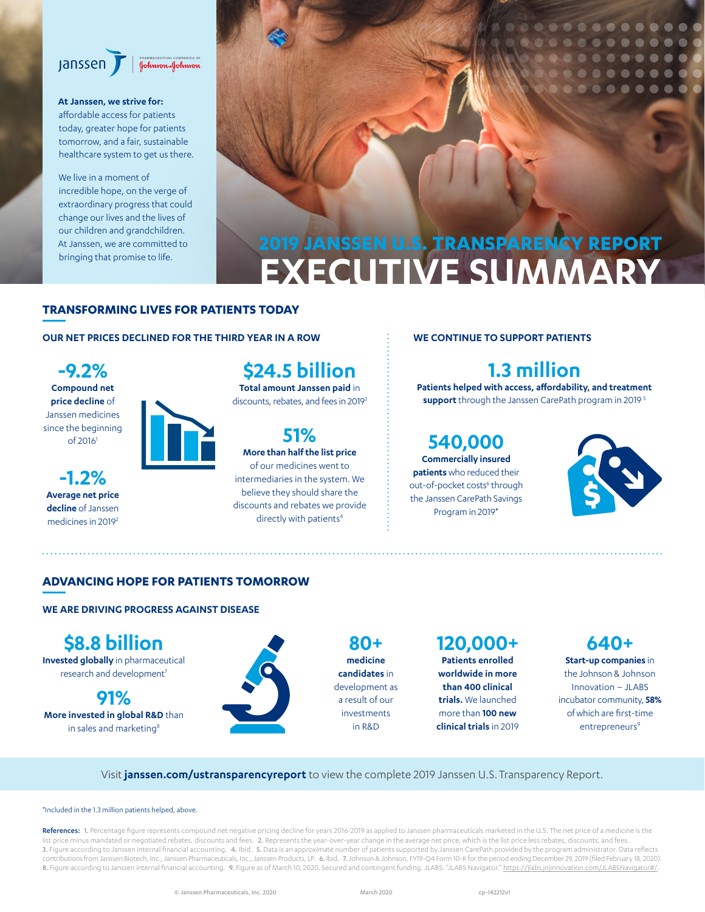Janssen | PHARMACEUTICAL COMPANIES OF Johnson & Johnson

**At Janssen, we strive for:** affordable access for patients today, greater hope for patients tomorrow, and a fair, sustainable healthcare system to get us there.

We live in a moment of incredible hope, on the verge of extraordinary progress that could change our lives and the lives of our children and grandchildren. At Janssen, we are committed to bringing that promise to life.

# 2019 JANSSEN U.S. TRANSPARENCY REPORT EXECUTIVE SUMMARY

## TRANSFORMING LIVES FOR PATIENTS TODAY

### OUR NET PRICES DECLINED FOR THE THIRD YEAR IN A ROW

**-9.2%**
**Compound net price decline** of Janssen medicines since the beginning of 2016[1]

**-1.2%**
**Average net price decline** of Janssen medicines in 2019[2]

**$24.5 billion**
**Total amount Janssen paid** in discounts, rebates, and fees in 2019[3]

**51%**
**More than half the list price** of our medicines went to intermediaries in the system. We believe they should share the discounts and rebates we provide directly with patients[4]

### WE CONTINUE TO SUPPORT PATIENTS

**1.3 million**
**Patients helped with access, affordability, and treatment support** through the Janssen CarePath program in 2019[5]

**540,000**
**Commercially insured patients** who reduced their out-of-pocket costs[6] through the Janssen CarePath Savings Program in 2019*

## ADVANCING HOPE FOR PATIENTS TOMORROW

### WE ARE DRIVING PROGRESS AGAINST DISEASE

**$8.8 billion**
**Invested globally** in pharmaceutical research and development[7]

**91%**
**More invested in global R&D** than in sales and marketing[8]

**80+**
**medicine candidates** in development as a result of our investments in R&D

**120,000+**
**Patients enrolled worldwide in more than 400 clinical trials.** We launched more than **100 new clinical trials** in 2019

**640+**
**Start-up companies** in the Johnson & Johnson Innovation – JLABS incubator community, **58%** of which are first-time entrepreneurs[9]

Visit **janssen.com/ustransparencyreport** to view the complete 2019 Janssen U.S. Transparency Report.

*Included in the 1.3 million patients helped, above.

**References:** 1. Percentage figure represents compound net negative pricing decline for years 2016-2019 as applied to Janssen pharmaceuticals marketed in the U.S. The net price of a medicine is the list price minus mandated or negotiated rebates, discounts and fees. 2. Represents the year-over-year change in the average net price, which is the list price less rebates, discounts, and fees. 3. Figure according to Janssen internal financial accounting. 4. Ibid. 5. Data is an approximate number of patients supported by Janssen CarePath provided by the program administrator. Data reflects contributions from Janssen Biotech, Inc., Janssen Pharmaceuticals, Inc., Janssen Products, LP. 6. Ibid. 7. Johnson & Johnson, FY19-Q4 Form 10-K for the period ending December 29, 2019 (filed February 18, 2020). 8. Figure according to Janssen internal financial accounting. 9. Figure as of March 10, 2020. Secured and contingent funding. JLABS. "JLABS Navigator." https://jlabs.jnjinnovation.com/JLABSNavigator#/.

© Janssen Pharmaceuticals, Inc. 2020 March 2020 cp-142212v1